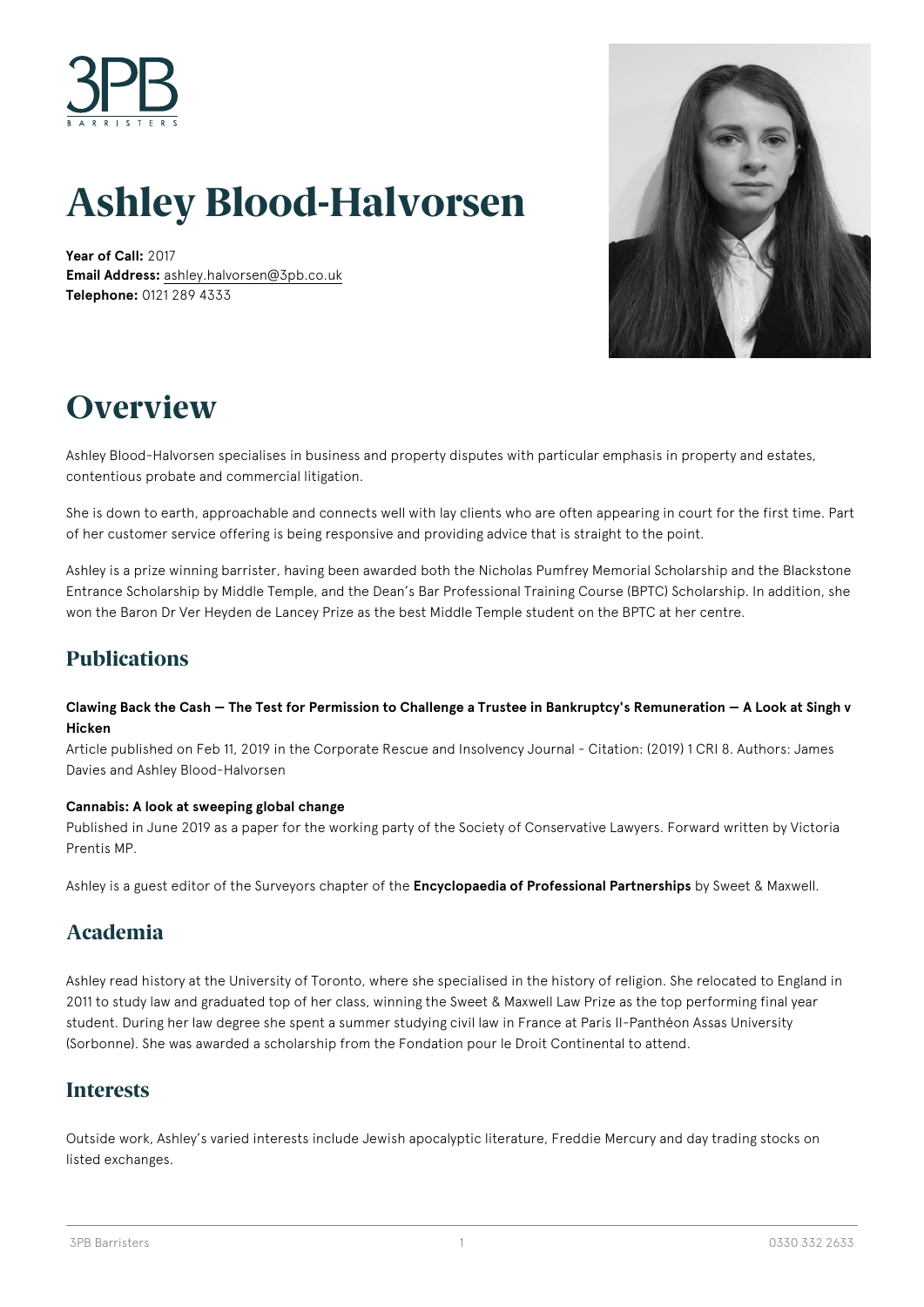# Ashley Blood-Halvorsen

**Year of Call:** 2017
**Email Address:** ashley.halvorsen@3pb.co.uk
**Telephone:** 0121 289 4333

# Overview

Ashley Blood-Halvorsen specialises in business and property disputes with particular emphasis in property and estates, contentious probate and commercial litigation.

She is down to earth, approachable and connects well with lay clients who are often appearing in court for the first time. Part of her customer service offering is being responsive and providing advice that is straight to the point.

Ashley is a prize winning barrister, having been awarded both the Nicholas Pumfrey Memorial Scholarship and the Blackstone Entrance Scholarship by Middle Temple, and the Dean's Bar Professional Training Course (BPTC) Scholarship. In addition, she won the Baron Dr Ver Heyden de Lancey Prize as the best Middle Temple student on the BPTC at her centre.

## Publications

**Clawing Back the Cash — The Test for Permission to Challenge a Trustee in Bankruptcy's Remuneration — A Look at Singh v Hicken**
Article published on Feb 11, 2019 in the Corporate Rescue and Insolvency Journal - Citation: (2019) 1 CRI 8. Authors: James Davies and Ashley Blood-Halvorsen

**Cannabis: A look at sweeping global change**
Published in June 2019 as a paper for the working party of the Society of Conservative Lawyers. Forward written by Victoria Prentis MP.

Ashley is a guest editor of the Surveyors chapter of the **Encyclopaedia of Professional Partnerships** by Sweet & Maxwell.

## Academia

Ashley read history at the University of Toronto, where she specialised in the history of religion. She relocated to England in 2011 to study law and graduated top of her class, winning the Sweet & Maxwell Law Prize as the top performing final year student. During her law degree she spent a summer studying civil law in France at Paris II-Panthéon Assas University (Sorbonne). She was awarded a scholarship from the Fondation pour le Droit Continental to attend.

## Interests

Outside work, Ashley's varied interests include Jewish apocalyptic literature, Freddie Mercury and day trading stocks on listed exchanges.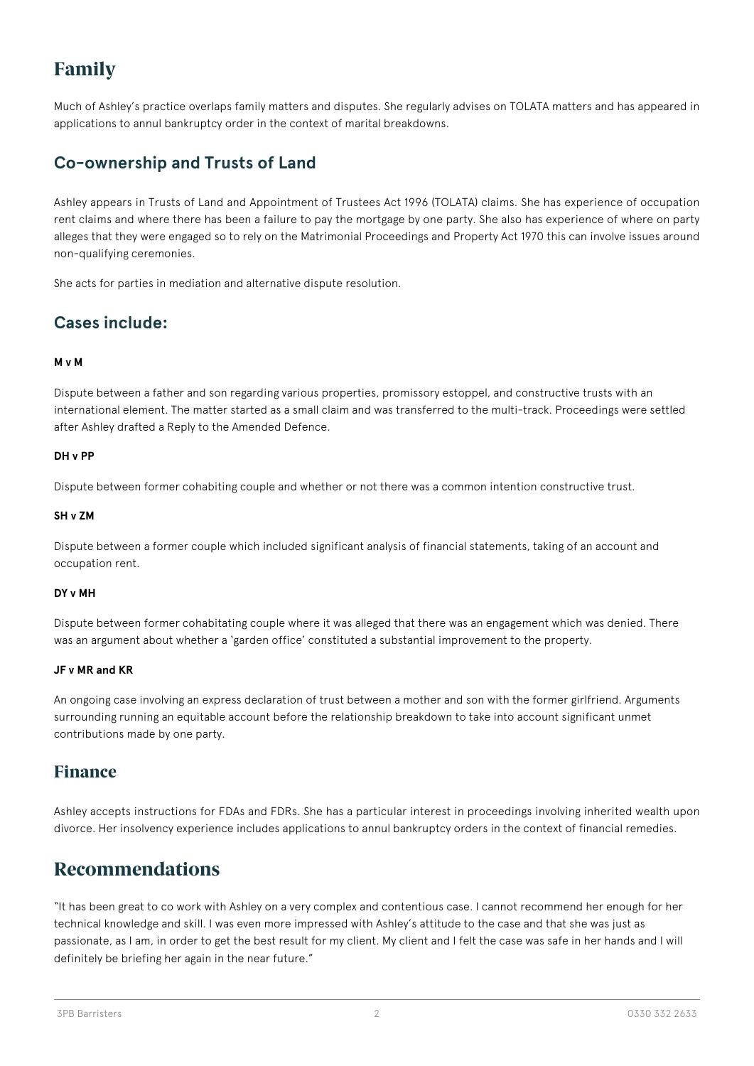# Family

Much of Ashley's practice overlaps family matters and disputes. She regularly advises on TOLATA matters and has appeared in applications to annul bankruptcy order in the context of marital breakdowns.

## Co-ownership and Trusts of Land

Ashley appears in Trusts of Land and Appointment of Trustees Act 1996 (TOLATA) claims. She has experience of occupation rent claims and where there has been a failure to pay the mortgage by one party. She also has experience of where on party alleges that they were engaged so to rely on the Matrimonial Proceedings and Property Act 1970 this can involve issues around non-qualifying ceremonies.

She acts for parties in mediation and alternative dispute resolution.

## Cases include:

**M v M**

Dispute between a father and son regarding various properties, promissory estoppel, and constructive trusts with an international element. The matter started as a small claim and was transferred to the multi-track. Proceedings were settled after Ashley drafted a Reply to the Amended Defence.

**DH v PP**

Dispute between former cohabiting couple and whether or not there was a common intention constructive trust.

**SH v ZM**

Dispute between a former couple which included significant analysis of financial statements, taking of an account and occupation rent.

**DY v MH**

Dispute between former cohabitating couple where it was alleged that there was an engagement which was denied. There was an argument about whether a 'garden office' constituted a substantial improvement to the property.

**JF v MR and KR**

An ongoing case involving an express declaration of trust between a mother and son with the former girlfriend. Arguments surrounding running an equitable account before the relationship breakdown to take into account significant unmet contributions made by one party.

## Finance

Ashley accepts instructions for FDAs and FDRs. She has a particular interest in proceedings involving inherited wealth upon divorce. Her insolvency experience includes applications to annul bankruptcy orders in the context of financial remedies.

# Recommendations

"It has been great to co work with Ashley on a very complex and contentious case. I cannot recommend her enough for her technical knowledge and skill. I was even more impressed with Ashley's attitude to the case and that she was just as passionate, as I am, in order to get the best result for my client. My client and I felt the case was safe in her hands and I will definitely be briefing her again in the near future."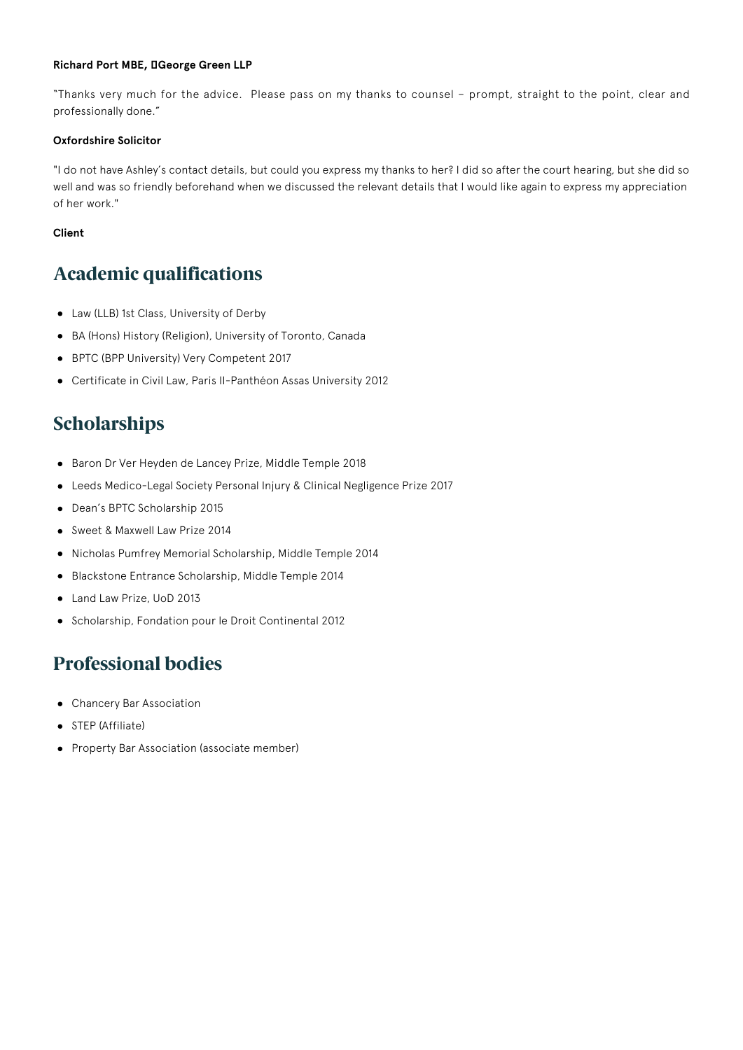**Richard Port MBE, George Green LLP**

"Thanks very much for the advice.  Please pass on my thanks to counsel – prompt, straight to the point, clear and professionally done."

**Oxfordshire Solicitor**

"I do not have Ashley's contact details, but could you express my thanks to her? I did so after the court hearing, but she did so well and was so friendly beforehand when we discussed the relevant details that I would like again to express my appreciation of her work."

**Client**

## Academic qualifications

- Law (LLB) 1st Class, University of Derby
- BA (Hons) History (Religion), University of Toronto, Canada
- BPTC (BPP University) Very Competent 2017
- Certificate in Civil Law, Paris II-Panthéon Assas University 2012

## Scholarships

- Baron Dr Ver Heyden de Lancey Prize, Middle Temple 2018
- Leeds Medico-Legal Society Personal Injury & Clinical Negligence Prize 2017
- Dean's BPTC Scholarship 2015
- Sweet & Maxwell Law Prize 2014
- Nicholas Pumfrey Memorial Scholarship, Middle Temple 2014
- Blackstone Entrance Scholarship, Middle Temple 2014
- Land Law Prize, UoD 2013
- Scholarship, Fondation pour le Droit Continental 2012

## Professional bodies

- Chancery Bar Association
- STEP (Affiliate)
- Property Bar Association (associate member)